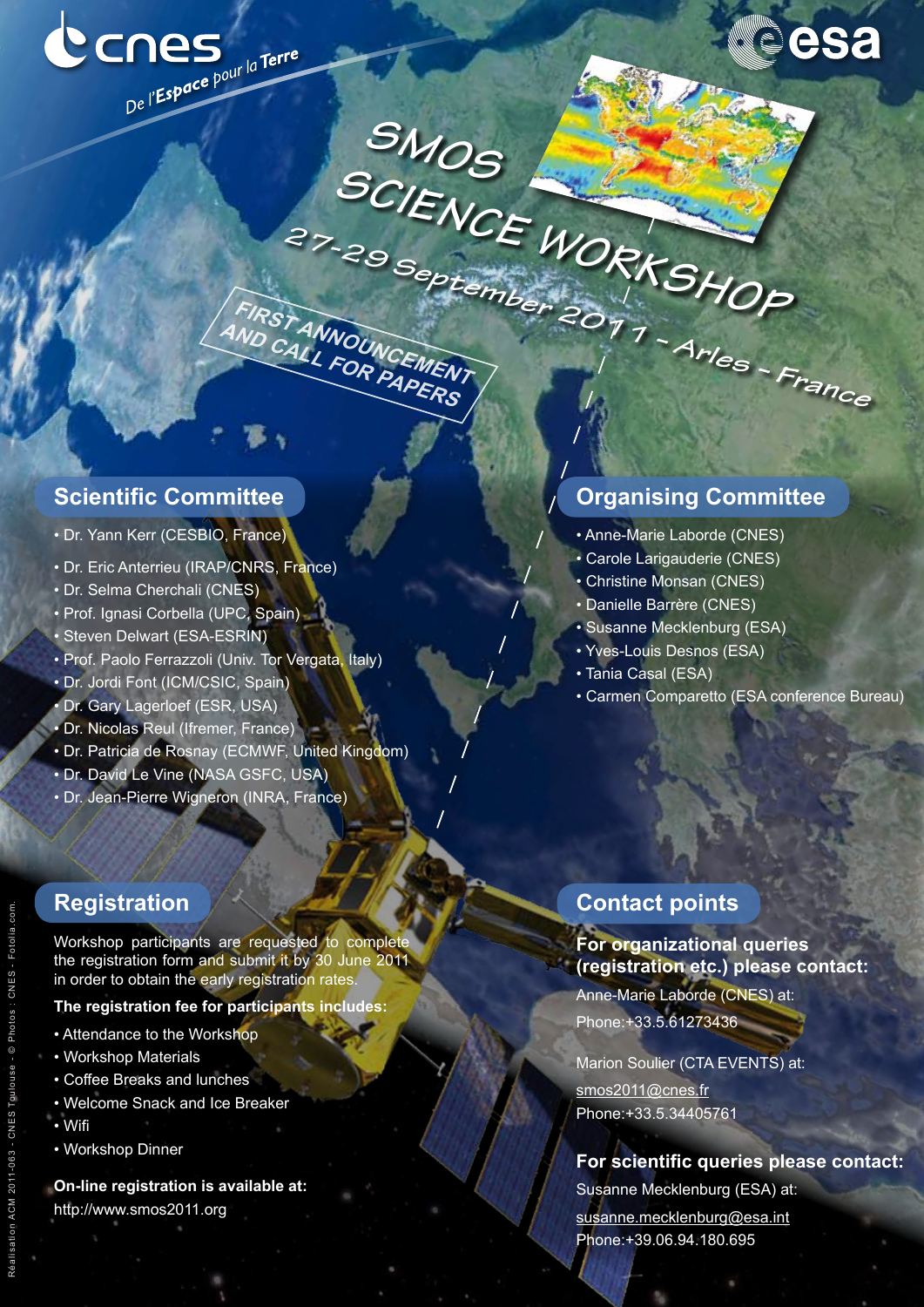cnes
*De l'Espace pour la Terre*

esa

# SMOS SCIENCE WORKSHOP

27-29 September 2011 - Arles - France

**FIRST ANNOUNCEMENT AND CALL FOR PAPERS**

## Scientific Committee

- Dr. Yann Kerr (CESBIO, France)
- Dr. Eric Anterrieu (IRAP/CNRS, France)
- Dr. Selma Cherchali (CNES)
- Prof. Ignasi Corbella (UPC, Spain)
- Steven Delwart (ESA-ESRIN)
- Prof. Paolo Ferrazzoli (Univ. Tor Vergata, Italy)
- Dr. Jordi Font (ICM/CSIC, Spain)
- Dr. Gary Lagerloef (ESR, USA)
- Dr. Nicolas Reul (Ifremer, France)
- Dr. Patricia de Rosnay (ECMWF, United Kingdom)
- Dr. David Le Vine (NASA GSFC, USA)
- Dr. Jean-Pierre Wigneron (INRA, France)

## Organising Committee

- Anne-Marie Laborde (CNES)
- Carole Larigauderie (CNES)
- Christine Monsan (CNES)
- Danielle Barrère (CNES)
- Susanne Mecklenburg (ESA)
- Yves-Louis Desnos (ESA)
- Tania Casal (ESA)
- Carmen Comparetto (ESA conference Bureau)

## Registration

Workshop participants are requested to complete the registration form and submit it by 30 June 2011 in order to obtain the early registration rates.

**The registration fee for participants includes:**

- Attendance to the Workshop
- Workshop Materials
- Coffee Breaks and lunches
- Welcome Snack and Ice Breaker
- Wifi
- Workshop Dinner

**On-line registration is available at:**
http://www.smos2011.org

## Contact points

**For organizational queries (registration etc.) please contact:**

Anne-Marie Laborde (CNES) at:
Phone:+33.5.61273436

Marion Soulier (CTA EVENTS) at:
smos2011@cnes.fr
Phone:+33.5.34405761

**For scientific queries please contact:**

Susanne Mecklenburg (ESA) at:
susanne.mecklenburg@esa.int
Phone:+39.06.94.180.695

Réalisation ACM 2011-063 - CNES Toulouse - © Photos : CNES - Fotolia.com.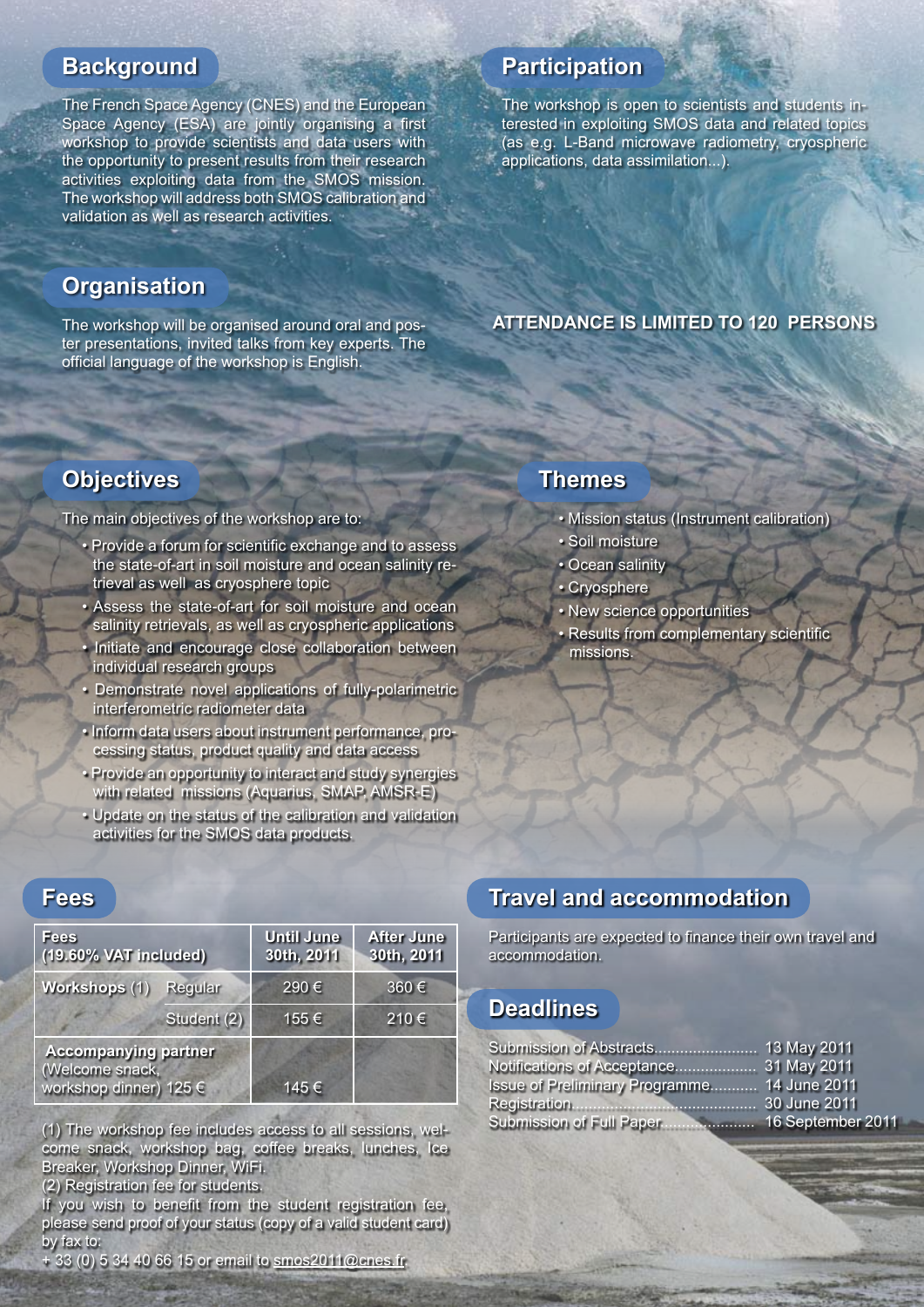## Background

The French Space Agency (CNES) and the European Space Agency (ESA) are jointly organising a first workshop to provide scientists and data users with the opportunity to present results from their research activities exploiting data from the SMOS mission. The workshop will address both SMOS calibration and validation as well as research activities.

## Participation

The workshop is open to scientists and students interested in exploiting SMOS data and related topics (as e.g. L-Band microwave radiometry, cryospheric applications, data assimilation...).

## Organisation

The workshop will be organised around oral and poster presentations, invited talks from key experts. The official language of the workshop is English.

**ATTENDANCE IS LIMITED TO 120 PERSONS**

## Objectives

The main objectives of the workshop are to:

- Provide a forum for scientific exchange and to assess the state-of-art in soil moisture and ocean salinity retrieval as well as cryosphere topic
- Assess the state-of-art for soil moisture and ocean salinity retrievals, as well as cryospheric applications
- Initiate and encourage close collaboration between individual research groups
- Demonstrate novel applications of fully-polarimetric interferometric radiometer data
- Inform data users about instrument performance, processing status, product quality and data access
- Provide an opportunity to interact and study synergies with related missions (Aquarius, SMAP, AMSR-E)
- Update on the status of the calibration and validation activities for the SMOS data products.

## Themes

- Mission status (Instrument calibration)
- Soil moisture
- Ocean salinity
- Cryosphere
- New science opportunities
- Results from complementary scientific missions.

## Fees

| Fees (19.60% VAT included) | | Until June 30th, 2011 | After June 30th, 2011 |
|---|---|---|---|
| **Workshops** (1) | Regular | 290 € | 360 € |
| | Student (2) | 155 € | 210 € |
| **Accompanying partner** (Welcome snack, workshop dinner) 125 € | | 145 € | |

(1) The workshop fee includes access to all sessions, welcome snack, workshop bag, coffee breaks, lunches, Ice Breaker, Workshop Dinner, WiFi.
(2) Registration fee for students.
If you wish to benefit from the student registration fee, please send proof of your status (copy of a valid student card) by fax to:
+ 33 (0) 5 34 40 66 15 or email to smos2011@cnes.fr

## Travel and accommodation

Participants are expected to finance their own travel and accommodation.

## Deadlines

Submission of Abstracts........................ 13 May 2011
Notifications of Acceptance................... 31 May 2011
Issue of Preliminary Programme........... 14 June 2011
Registration........................................... 30 June 2011
Submission of Full Paper...................... 16 September 2011